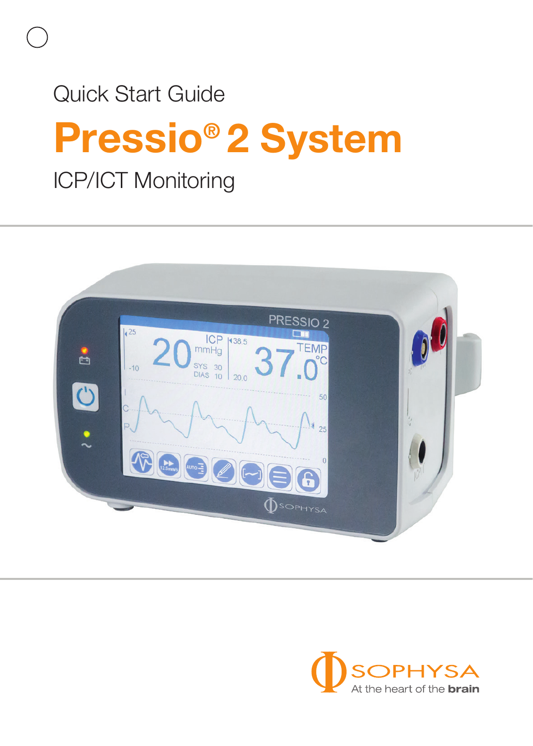Quick Start Guide

# Pressio® 2 System

ICP/ICT Monitoring

SOPHYSA

At the heart of the **brain**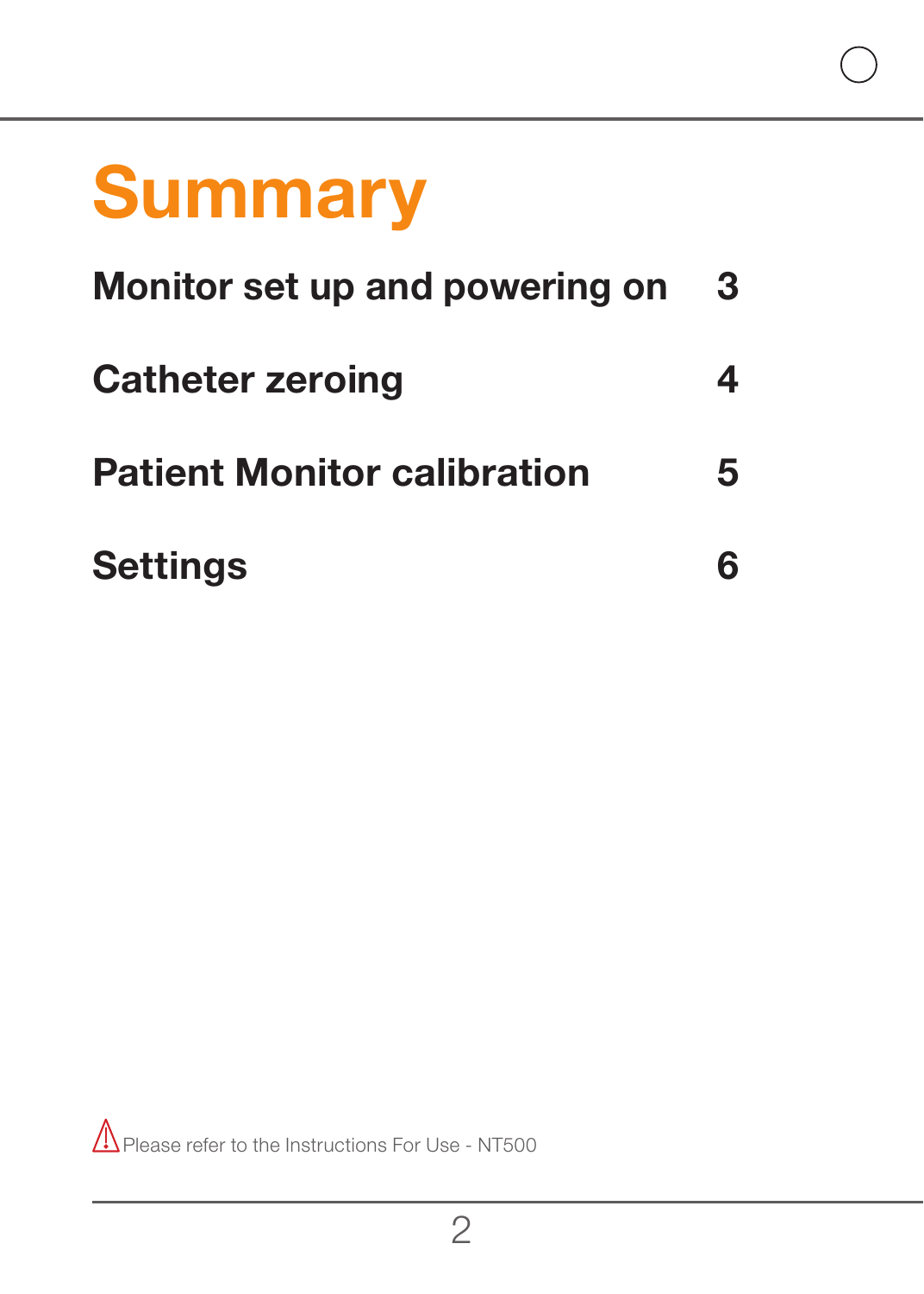# Summary

| | |
|---|---|
| **Monitor set up and powering on** | **3** |
| **Catheter zeroing** | **4** |
| **Patient Monitor calibration** | **5** |
| **Settings** | **6** |

⚠ Please refer to the Instructions For Use - NT500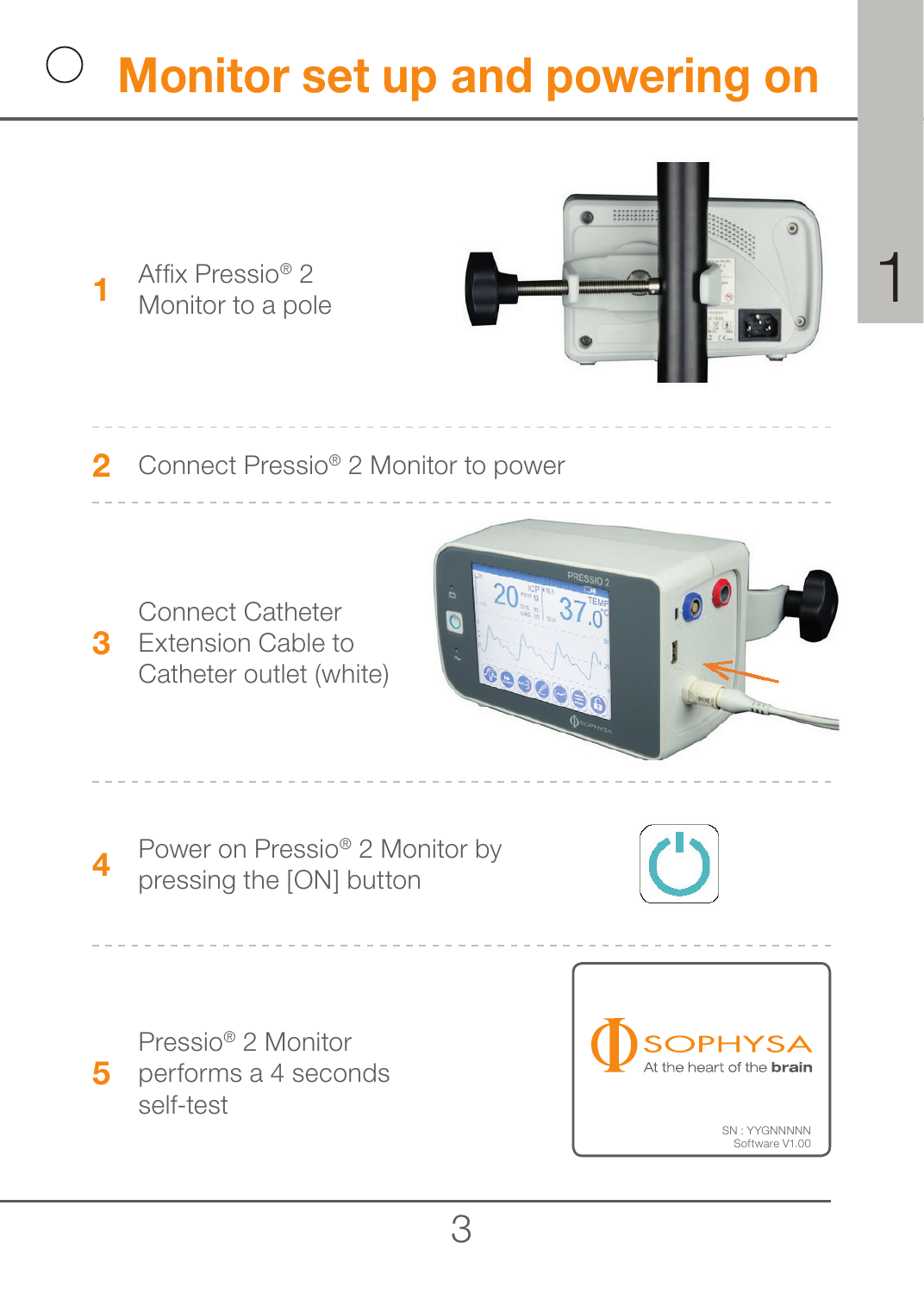# Monitor set up and powering on

1 Affix Pressio® 2 Monitor to a pole

2 Connect Pressio® 2 Monitor to power

3 Connect Catheter Extension Cable to Catheter outlet (white)

4 Power on Pressio® 2 Monitor by pressing the [ON] button

5 Pressio® 2 Monitor performs a 4 seconds self-test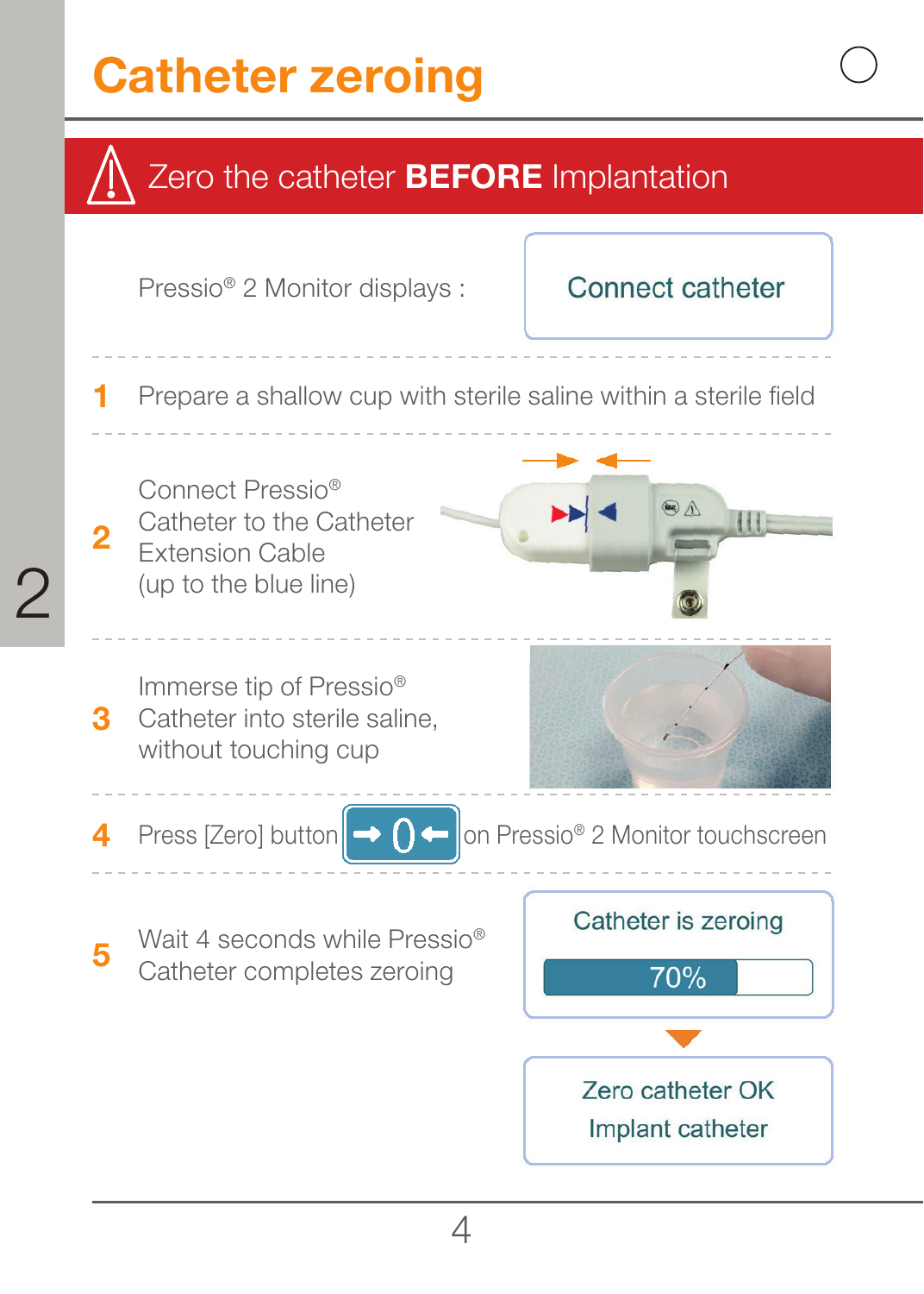# Catheter zeroing

**⚠ Zero the catheter BEFORE Implantation**

Pressio® 2 Monitor displays : **Connect catheter**

1. Prepare a shallow cup with sterile saline within a sterile field

2. Connect Pressio® Catheter to the Catheter Extension Cable (up to the blue line)

3. Immerse tip of Pressio® Catheter into sterile saline, without touching cup

4. Press [Zero] button →0← on Pressio® 2 Monitor touchscreen

5. Wait 4 seconds while Pressio® Catheter completes zeroing

   Catheter is zeroing — 70%

   Zero catheter OK
   Implant catheter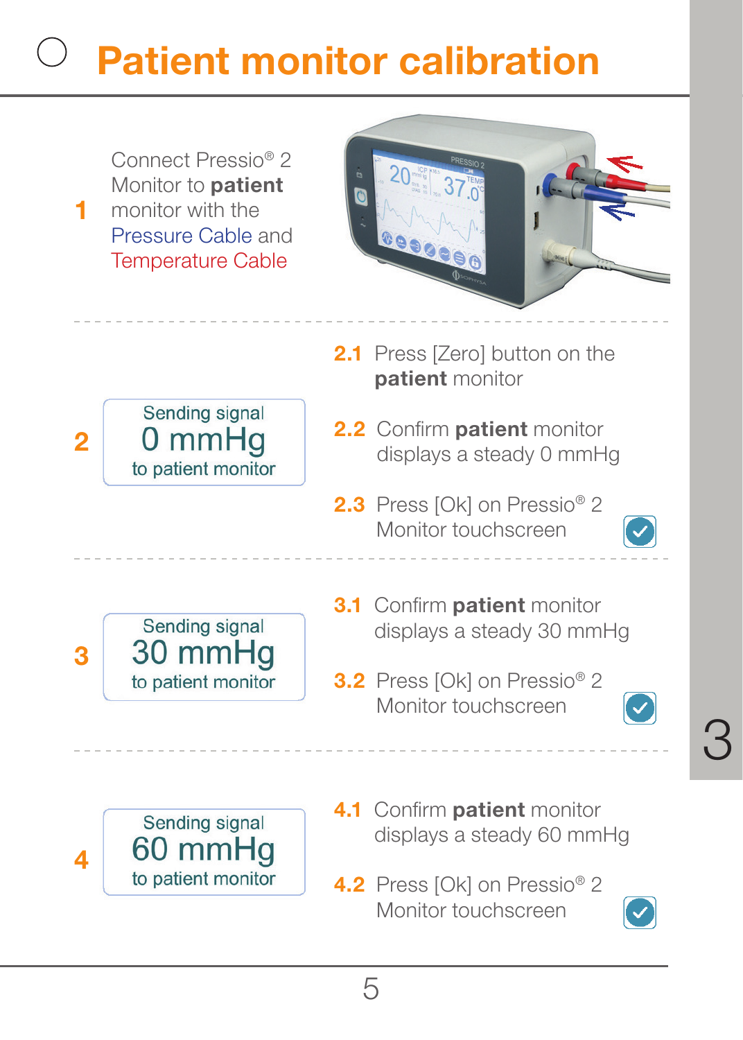# Patient monitor calibration

**1** Connect Pressio® 2 Monitor to **patient** monitor with the Pressure Cable and Temperature Cable

---

**2**

Sending signal
0 mmHg
to patient monitor

**2.1** Press [Zero] button on the **patient** monitor

**2.2** Confirm **patient** monitor displays a steady 0 mmHg

**2.3** Press [Ok] on Pressio® 2 Monitor touchscreen

---

**3**

Sending signal
30 mmHg
to patient monitor

**3.1** Confirm **patient** monitor displays a steady 30 mmHg

**3.2** Press [Ok] on Pressio® 2 Monitor touchscreen

---

**4**

Sending signal
60 mmHg
to patient monitor

**4.1** Confirm **patient** monitor displays a steady 60 mmHg

**4.2** Press [Ok] on Pressio® 2 Monitor touchscreen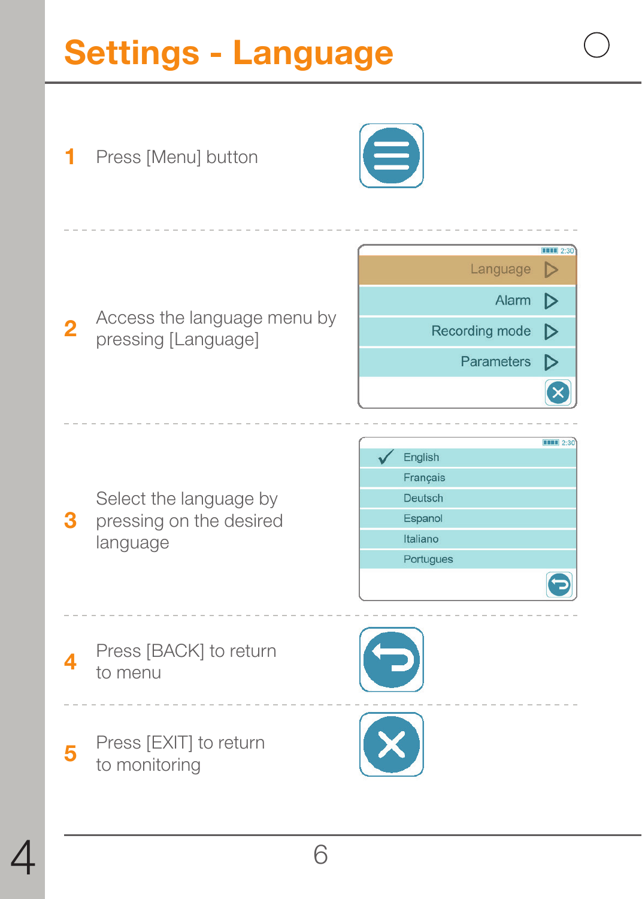# Settings - Language

1 Press [Menu] button

2 Access the language menu by pressing [Language]

Language
Alarm
Recording mode
Parameters

3 Select the language by pressing on the desired language

English
Français
Deutsch
Espanol
Italiano
Portugues

4 Press [BACK] to return to menu

5 Press [EXIT] to return to monitoring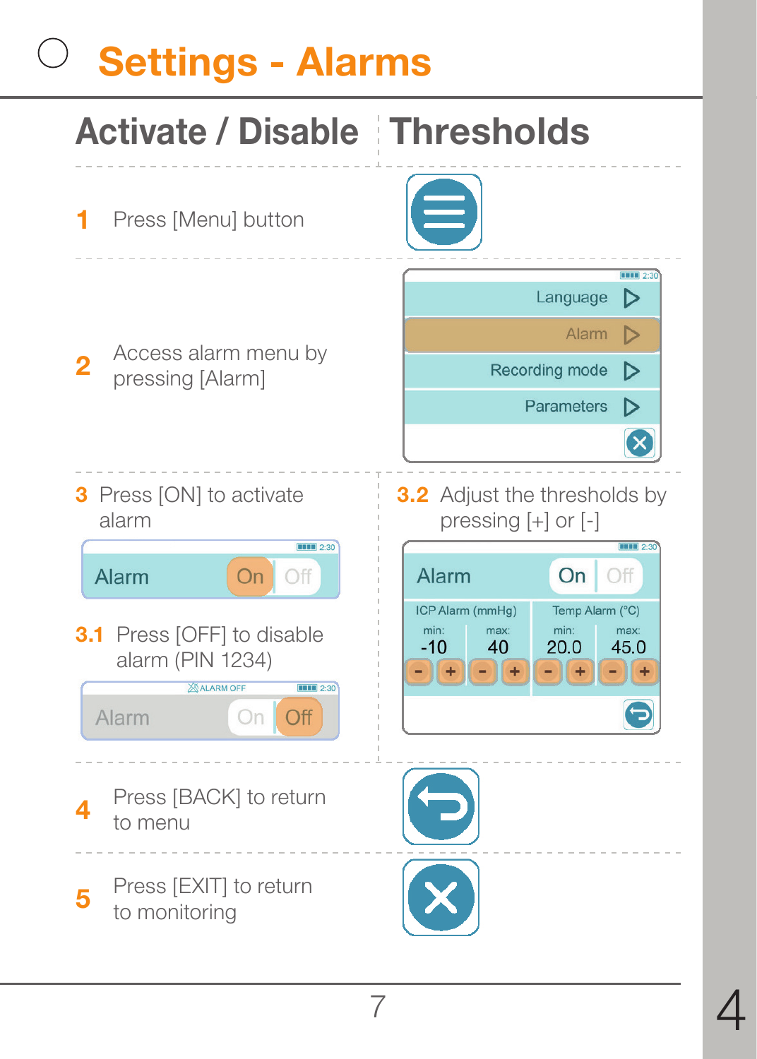# Settings - Alarms

## Activate / Disable | Thresholds

**1** Press [Menu] button

**2** Access alarm menu by pressing [Alarm]

Language
Alarm
Recording mode
Parameters

**3** Press [ON] to activate alarm

Alarm On Off

**3.1** Press [OFF] to disable alarm (PIN 1234)

ALARM OFF
Alarm On Off

**3.2** Adjust the thresholds by pressing [+] or [-]

Alarm On Off

| ICP Alarm (mmHg) | | Temp Alarm (°C) | |
|---|---|---|---|
| min: | max: | min: | max: |
| -10 | 40 | 20.0 | 45.0 |

**4** Press [BACK] to return to menu

**5** Press [EXIT] to return to monitoring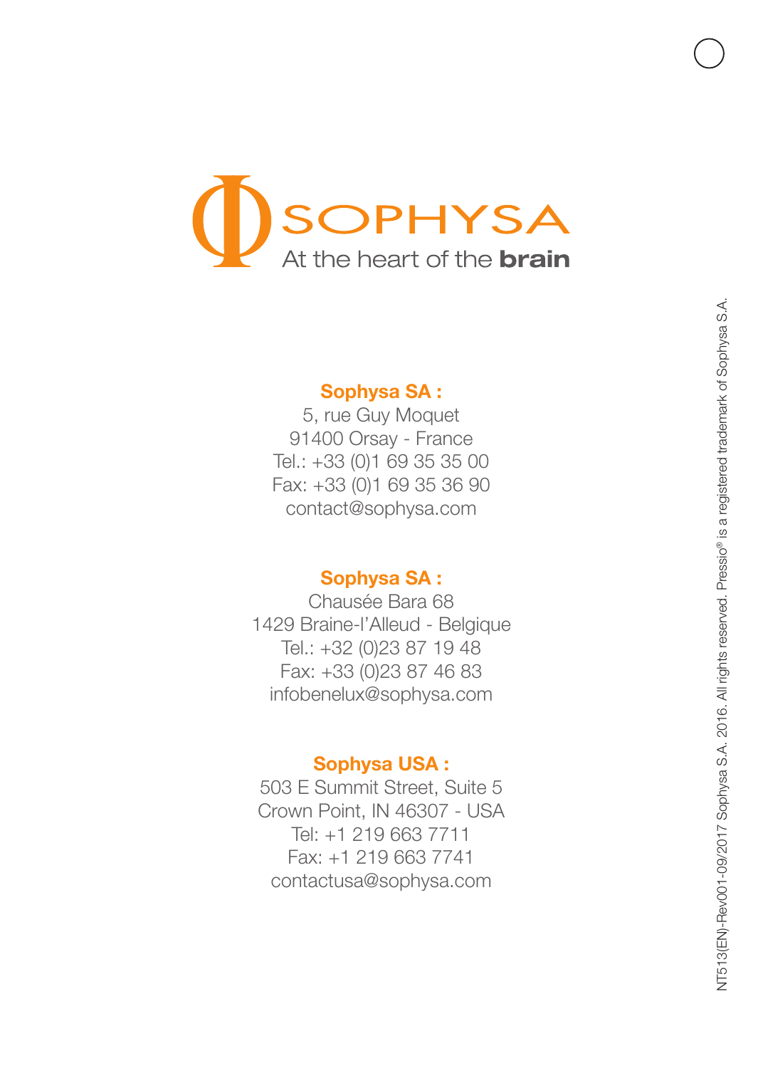SOPHYSA

At the heart of the **brain**

**Sophysa SA :**
5, rue Guy Moquet
91400 Orsay - France
Tel.: +33 (0)1 69 35 35 00
Fax: +33 (0)1 69 35 36 90
contact@sophysa.com

**Sophysa SA :**
Chausée Bara 68
1429 Braine-l'Alleud - Belgique
Tel.: +32 (0)23 87 19 48
Fax: +33 (0)23 87 46 83
infobenelux@sophysa.com

**Sophysa USA :**
503 E Summit Street, Suite 5
Crown Point, IN 46307 - USA
Tel: +1 219 663 7711
Fax: +1 219 663 7741
contactusa@sophysa.com

NT513(EN)-Rev001-09/2017 Sophysa S.A. 2016. All rights reserved. Pressio® is a registered trademark of Sophysa S.A.